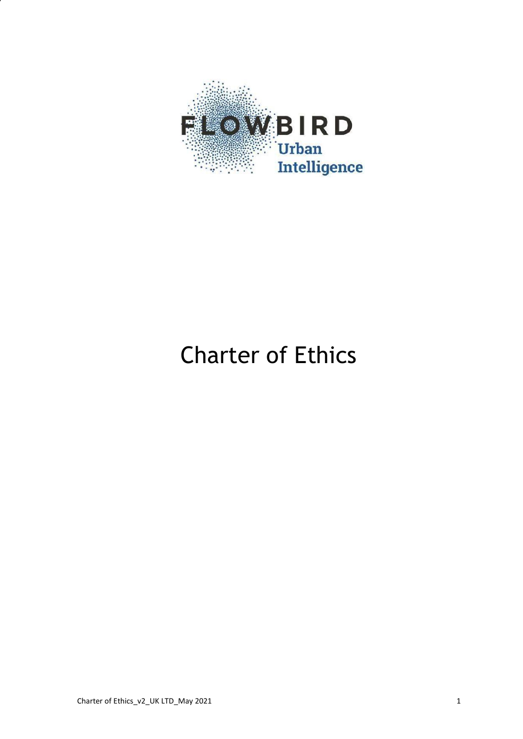FLOWBIRD Urban Intelligence

# Charter of Ethics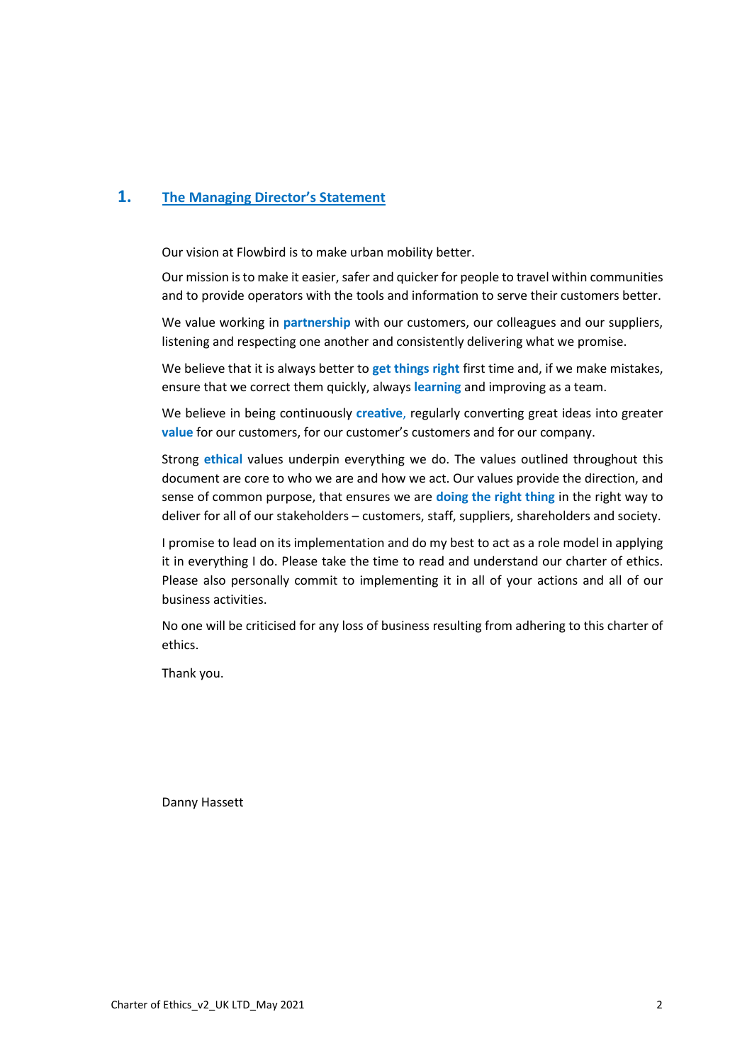# 1. The Managing Director's Statement

Our vision at Flowbird is to make urban mobility better.

Our mission is to make it easier, safer and quicker for people to travel within communities and to provide operators with the tools and information to serve their customers better.

We value working in **partnership** with our customers, our colleagues and our suppliers, listening and respecting one another and consistently delivering what we promise.

We believe that it is always better to **get things right** first time and, if we make mistakes, ensure that we correct them quickly, always **learning** and improving as a team.

We believe in being continuously **creative**, regularly converting great ideas into greater **value** for our customers, for our customer's customers and for our company.

Strong **ethical** values underpin everything we do. The values outlined throughout this document are core to who we are and how we act. Our values provide the direction, and sense of common purpose, that ensures we are **doing the right thing** in the right way to deliver for all of our stakeholders – customers, staff, suppliers, shareholders and society.

I promise to lead on its implementation and do my best to act as a role model in applying it in everything I do. Please take the time to read and understand our charter of ethics. Please also personally commit to implementing it in all of your actions and all of our business activities.

No one will be criticised for any loss of business resulting from adhering to this charter of ethics.

Thank you.

Danny Hassett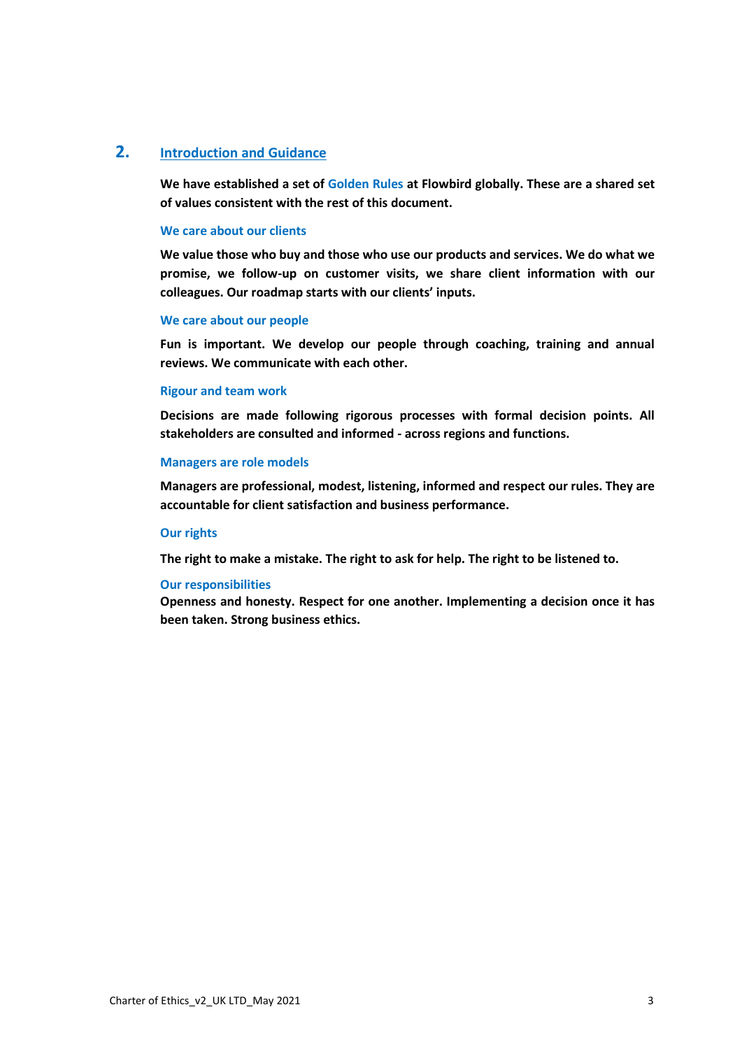## 2. Introduction and Guidance

**We have established a set of Golden Rules at Flowbird globally. These are a shared set of values consistent with the rest of this document.**

### We care about our clients

**We value those who buy and those who use our products and services. We do what we promise, we follow-up on customer visits, we share client information with our colleagues. Our roadmap starts with our clients' inputs.**

### We care about our people

**Fun is important. We develop our people through coaching, training and annual reviews. We communicate with each other.**

### Rigour and team work

**Decisions are made following rigorous processes with formal decision points. All stakeholders are consulted and informed - across regions and functions.**

### Managers are role models

**Managers are professional, modest, listening, informed and respect our rules. They are accountable for client satisfaction and business performance.**

### Our rights

**The right to make a mistake. The right to ask for help. The right to be listened to.**

### Our responsibilities

**Openness and honesty. Respect for one another. Implementing a decision once it has been taken. Strong business ethics.**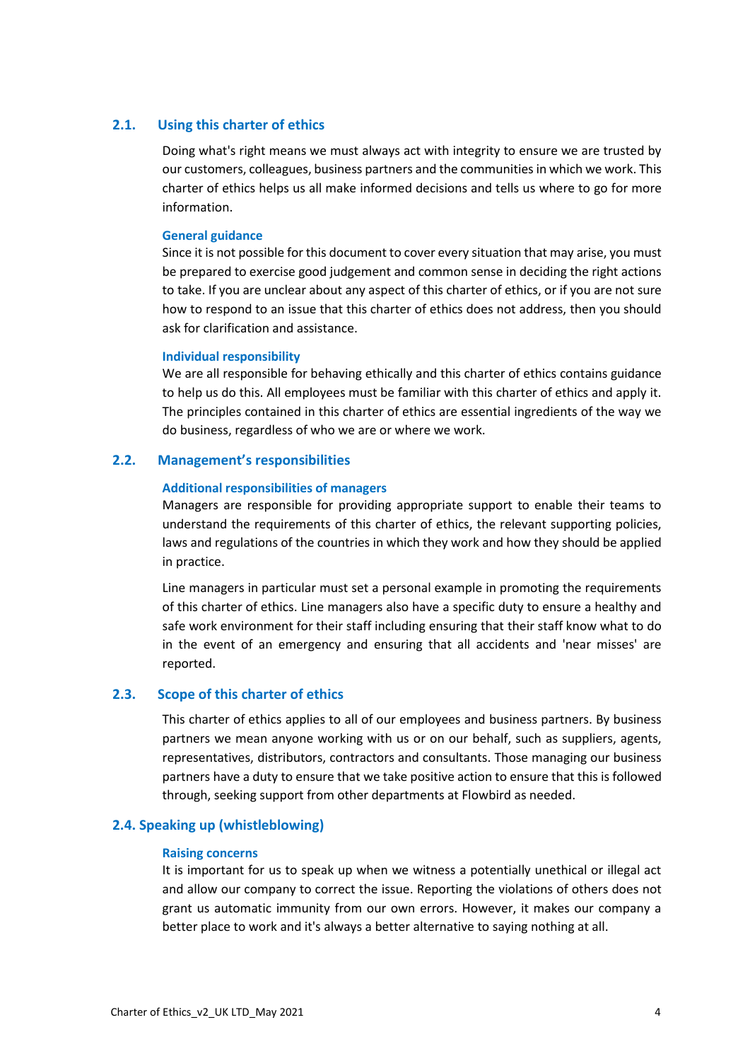## 2.1. Using this charter of ethics

Doing what's right means we must always act with integrity to ensure we are trusted by our customers, colleagues, business partners and the communities in which we work. This charter of ethics helps us all make informed decisions and tells us where to go for more information.

### General guidance

Since it is not possible for this document to cover every situation that may arise, you must be prepared to exercise good judgement and common sense in deciding the right actions to take. If you are unclear about any aspect of this charter of ethics, or if you are not sure how to respond to an issue that this charter of ethics does not address, then you should ask for clarification and assistance.

### Individual responsibility

We are all responsible for behaving ethically and this charter of ethics contains guidance to help us do this. All employees must be familiar with this charter of ethics and apply it. The principles contained in this charter of ethics are essential ingredients of the way we do business, regardless of who we are or where we work.

## 2.2. Management's responsibilities

### Additional responsibilities of managers

Managers are responsible for providing appropriate support to enable their teams to understand the requirements of this charter of ethics, the relevant supporting policies, laws and regulations of the countries in which they work and how they should be applied in practice.

Line managers in particular must set a personal example in promoting the requirements of this charter of ethics. Line managers also have a specific duty to ensure a healthy and safe work environment for their staff including ensuring that their staff know what to do in the event of an emergency and ensuring that all accidents and 'near misses' are reported.

## 2.3. Scope of this charter of ethics

This charter of ethics applies to all of our employees and business partners. By business partners we mean anyone working with us or on our behalf, such as suppliers, agents, representatives, distributors, contractors and consultants. Those managing our business partners have a duty to ensure that we take positive action to ensure that this is followed through, seeking support from other departments at Flowbird as needed.

## 2.4. Speaking up (whistleblowing)

### Raising concerns

It is important for us to speak up when we witness a potentially unethical or illegal act and allow our company to correct the issue. Reporting the violations of others does not grant us automatic immunity from our own errors. However, it makes our company a better place to work and it's always a better alternative to saying nothing at all.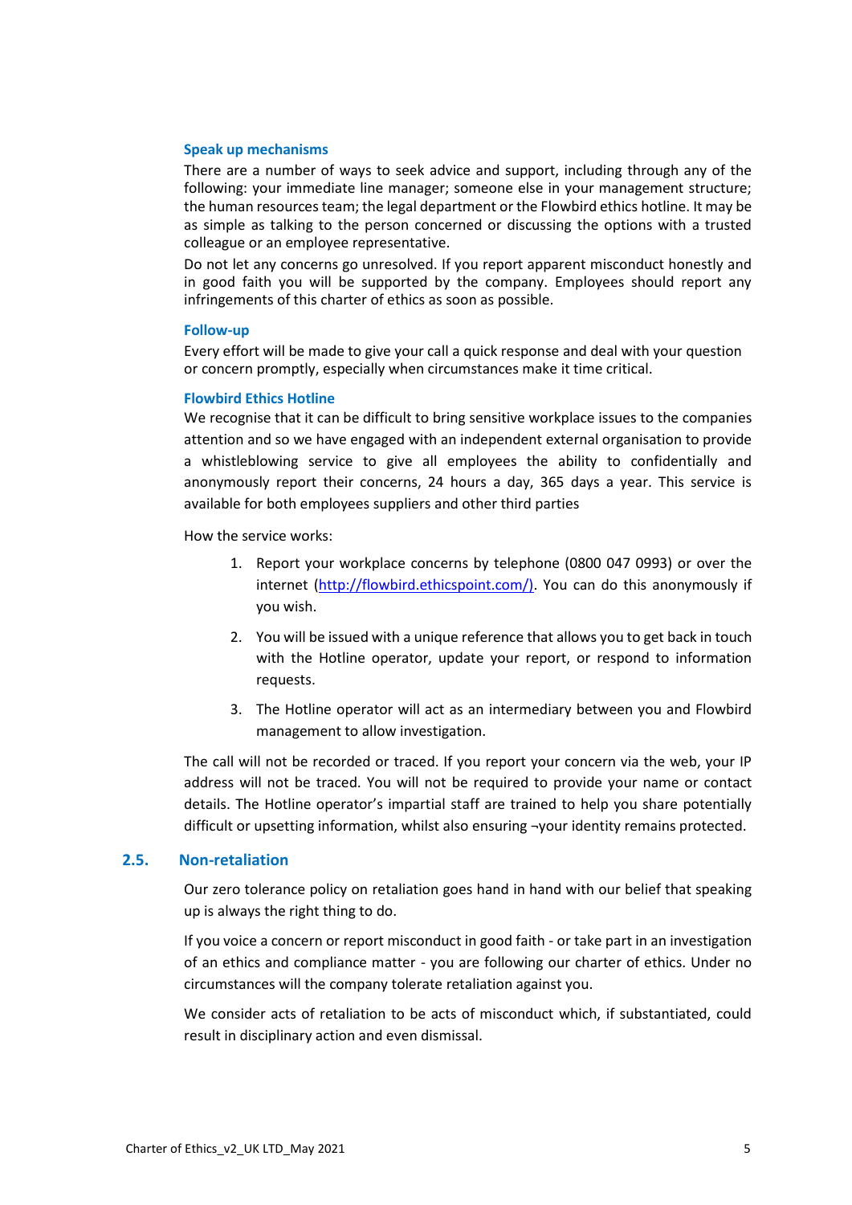### Speak up mechanisms

There are a number of ways to seek advice and support, including through any of the following: your immediate line manager; someone else in your management structure; the human resources team; the legal department or the Flowbird ethics hotline. It may be as simple as talking to the person concerned or discussing the options with a trusted colleague or an employee representative.

Do not let any concerns go unresolved. If you report apparent misconduct honestly and in good faith you will be supported by the company. Employees should report any infringements of this charter of ethics as soon as possible.

### Follow-up

Every effort will be made to give your call a quick response and deal with your question or concern promptly, especially when circumstances make it time critical.

### Flowbird Ethics Hotline

We recognise that it can be difficult to bring sensitive workplace issues to the companies attention and so we have engaged with an independent external organisation to provide a whistleblowing service to give all employees the ability to confidentially and anonymously report their concerns, 24 hours a day, 365 days a year. This service is available for both employees suppliers and other third parties

How the service works:

1. Report your workplace concerns by telephone (0800 047 0993) or over the internet (http://flowbird.ethicspoint.com/). You can do this anonymously if you wish.
2. You will be issued with a unique reference that allows you to get back in touch with the Hotline operator, update your report, or respond to information requests.
3. The Hotline operator will act as an intermediary between you and Flowbird management to allow investigation.

The call will not be recorded or traced. If you report your concern via the web, your IP address will not be traced. You will not be required to provide your name or contact details. The Hotline operator's impartial staff are trained to help you share potentially difficult or upsetting information, whilst also ensuring ¬your identity remains protected.

## 2.5. Non-retaliation

Our zero tolerance policy on retaliation goes hand in hand with our belief that speaking up is always the right thing to do.

If you voice a concern or report misconduct in good faith - or take part in an investigation of an ethics and compliance matter - you are following our charter of ethics. Under no circumstances will the company tolerate retaliation against you.

We consider acts of retaliation to be acts of misconduct which, if substantiated, could result in disciplinary action and even dismissal.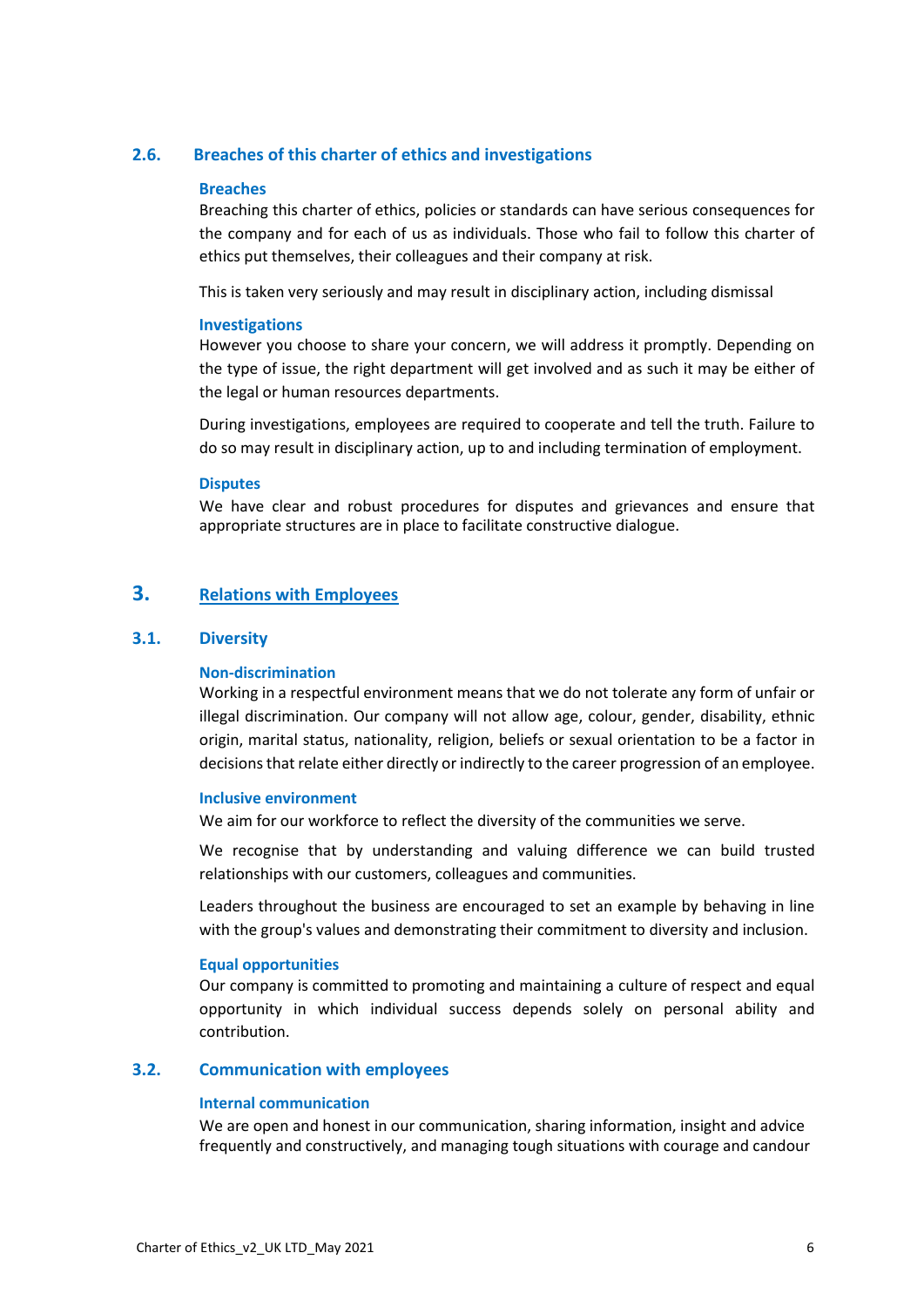## 2.6. Breaches of this charter of ethics and investigations

### Breaches

Breaching this charter of ethics, policies or standards can have serious consequences for the company and for each of us as individuals. Those who fail to follow this charter of ethics put themselves, their colleagues and their company at risk.

This is taken very seriously and may result in disciplinary action, including dismissal

### Investigations

However you choose to share your concern, we will address it promptly. Depending on the type of issue, the right department will get involved and as such it may be either of the legal or human resources departments.

During investigations, employees are required to cooperate and tell the truth. Failure to do so may result in disciplinary action, up to and including termination of employment.

### Disputes

We have clear and robust procedures for disputes and grievances and ensure that appropriate structures are in place to facilitate constructive dialogue.

# 3. Relations with Employees

## 3.1. Diversity

### Non-discrimination

Working in a respectful environment means that we do not tolerate any form of unfair or illegal discrimination. Our company will not allow age, colour, gender, disability, ethnic origin, marital status, nationality, religion, beliefs or sexual orientation to be a factor in decisions that relate either directly or indirectly to the career progression of an employee.

### Inclusive environment

We aim for our workforce to reflect the diversity of the communities we serve.

We recognise that by understanding and valuing difference we can build trusted relationships with our customers, colleagues and communities.

Leaders throughout the business are encouraged to set an example by behaving in line with the group's values and demonstrating their commitment to diversity and inclusion.

### Equal opportunities

Our company is committed to promoting and maintaining a culture of respect and equal opportunity in which individual success depends solely on personal ability and contribution.

## 3.2. Communication with employees

### Internal communication

We are open and honest in our communication, sharing information, insight and advice frequently and constructively, and managing tough situations with courage and candour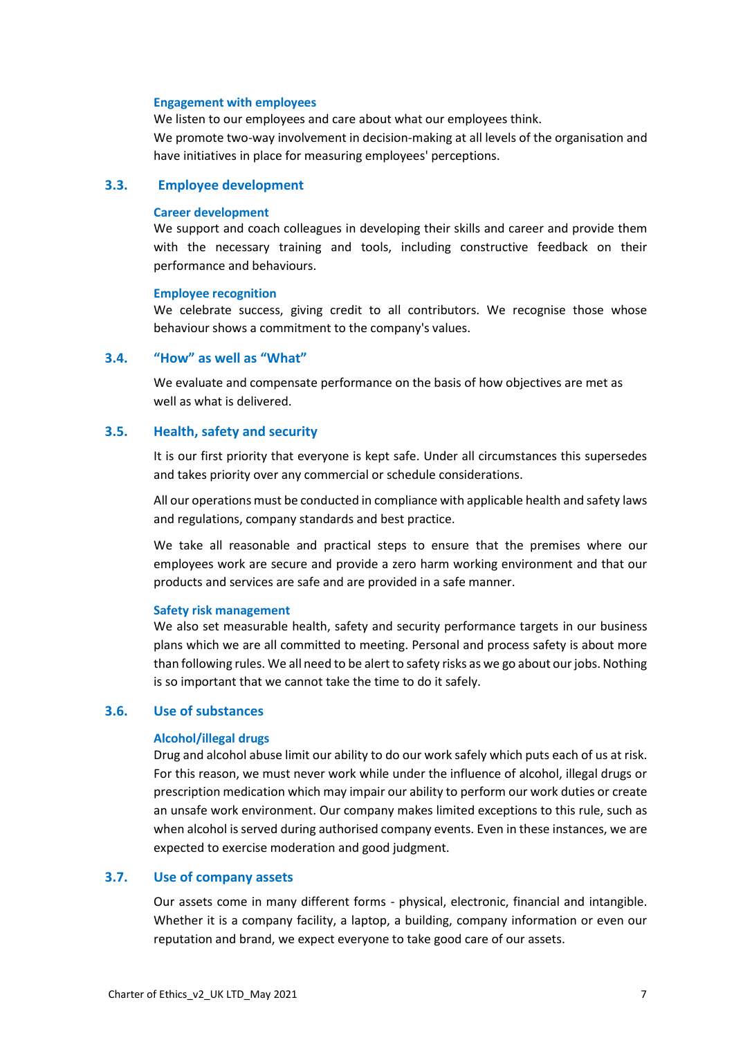#### Engagement with employees

We listen to our employees and care about what our employees think.

We promote two-way involvement in decision-making at all levels of the organisation and have initiatives in place for measuring employees' perceptions.

### 3.3. Employee development

#### Career development

We support and coach colleagues in developing their skills and career and provide them with the necessary training and tools, including constructive feedback on their performance and behaviours.

#### Employee recognition

We celebrate success, giving credit to all contributors. We recognise those whose behaviour shows a commitment to the company's values.

### 3.4. "How" as well as "What"

We evaluate and compensate performance on the basis of how objectives are met as well as what is delivered.

### 3.5. Health, safety and security

It is our first priority that everyone is kept safe. Under all circumstances this supersedes and takes priority over any commercial or schedule considerations.

All our operations must be conducted in compliance with applicable health and safety laws and regulations, company standards and best practice.

We take all reasonable and practical steps to ensure that the premises where our employees work are secure and provide a zero harm working environment and that our products and services are safe and are provided in a safe manner.

#### Safety risk management

We also set measurable health, safety and security performance targets in our business plans which we are all committed to meeting. Personal and process safety is about more than following rules. We all need to be alert to safety risks as we go about our jobs. Nothing is so important that we cannot take the time to do it safely.

### 3.6. Use of substances

#### Alcohol/illegal drugs

Drug and alcohol abuse limit our ability to do our work safely which puts each of us at risk. For this reason, we must never work while under the influence of alcohol, illegal drugs or prescription medication which may impair our ability to perform our work duties or create an unsafe work environment. Our company makes limited exceptions to this rule, such as when alcohol is served during authorised company events. Even in these instances, we are expected to exercise moderation and good judgment.

### 3.7. Use of company assets

Our assets come in many different forms - physical, electronic, financial and intangible. Whether it is a company facility, a laptop, a building, company information or even our reputation and brand, we expect everyone to take good care of our assets.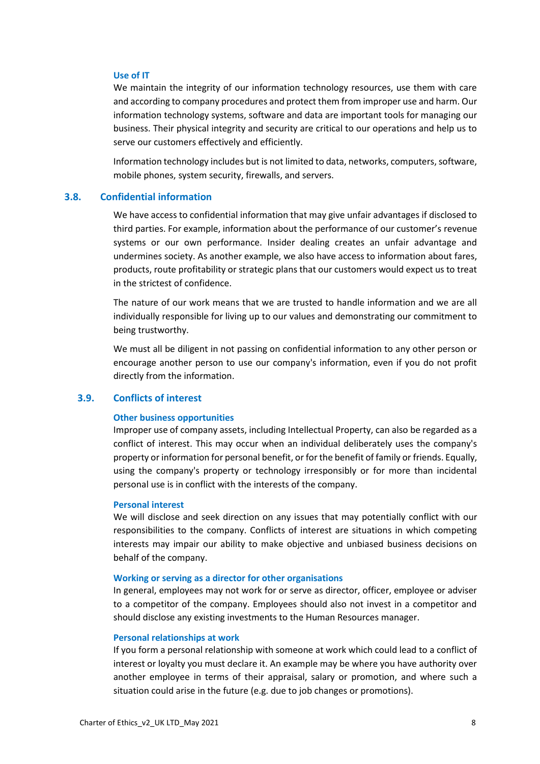#### Use of IT

We maintain the integrity of our information technology resources, use them with care and according to company procedures and protect them from improper use and harm. Our information technology systems, software and data are important tools for managing our business. Their physical integrity and security are critical to our operations and help us to serve our customers effectively and efficiently.

Information technology includes but is not limited to data, networks, computers, software, mobile phones, system security, firewalls, and servers.

### 3.8. Confidential information

We have access to confidential information that may give unfair advantages if disclosed to third parties. For example, information about the performance of our customer's revenue systems or our own performance. Insider dealing creates an unfair advantage and undermines society. As another example, we also have access to information about fares, products, route profitability or strategic plans that our customers would expect us to treat in the strictest of confidence.

The nature of our work means that we are trusted to handle information and we are all individually responsible for living up to our values and demonstrating our commitment to being trustworthy.

We must all be diligent in not passing on confidential information to any other person or encourage another person to use our company's information, even if you do not profit directly from the information.

### 3.9. Conflicts of interest

#### Other business opportunities

Improper use of company assets, including Intellectual Property, can also be regarded as a conflict of interest. This may occur when an individual deliberately uses the company's property or information for personal benefit, or for the benefit of family or friends. Equally, using the company's property or technology irresponsibly or for more than incidental personal use is in conflict with the interests of the company.

#### Personal interest

We will disclose and seek direction on any issues that may potentially conflict with our responsibilities to the company. Conflicts of interest are situations in which competing interests may impair our ability to make objective and unbiased business decisions on behalf of the company.

#### Working or serving as a director for other organisations

In general, employees may not work for or serve as director, officer, employee or adviser to a competitor of the company. Employees should also not invest in a competitor and should disclose any existing investments to the Human Resources manager.

#### Personal relationships at work

If you form a personal relationship with someone at work which could lead to a conflict of interest or loyalty you must declare it. An example may be where you have authority over another employee in terms of their appraisal, salary or promotion, and where such a situation could arise in the future (e.g. due to job changes or promotions).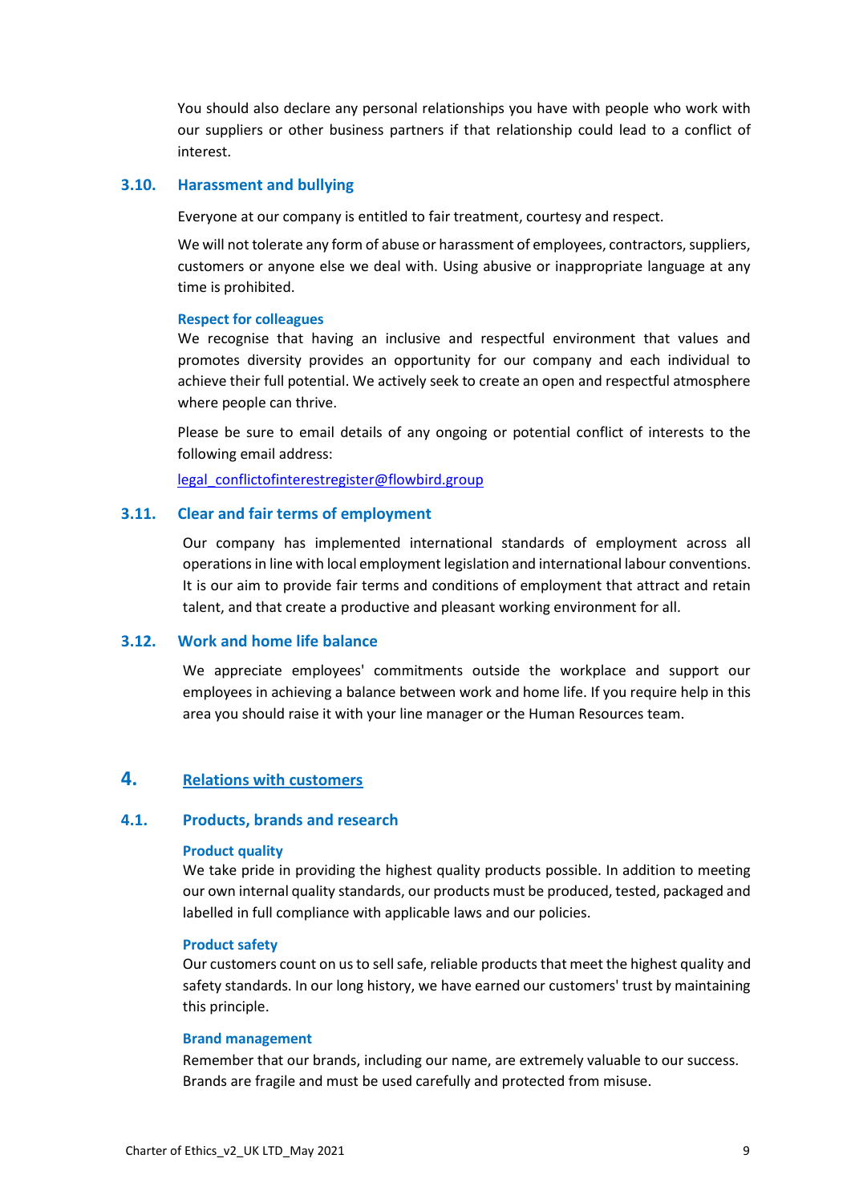You should also declare any personal relationships you have with people who work with our suppliers or other business partners if that relationship could lead to a conflict of interest.

### 3.10. Harassment and bullying

Everyone at our company is entitled to fair treatment, courtesy and respect.

We will not tolerate any form of abuse or harassment of employees, contractors, suppliers, customers or anyone else we deal with. Using abusive or inappropriate language at any time is prohibited.

#### Respect for colleagues

We recognise that having an inclusive and respectful environment that values and promotes diversity provides an opportunity for our company and each individual to achieve their full potential. We actively seek to create an open and respectful atmosphere where people can thrive.

Please be sure to email details of any ongoing or potential conflict of interests to the following email address:

legal_conflictofinterestregister@flowbird.group

### 3.11. Clear and fair terms of employment

Our company has implemented international standards of employment across all operations in line with local employment legislation and international labour conventions. It is our aim to provide fair terms and conditions of employment that attract and retain talent, and that create a productive and pleasant working environment for all.

### 3.12. Work and home life balance

We appreciate employees' commitments outside the workplace and support our employees in achieving a balance between work and home life. If you require help in this area you should raise it with your line manager or the Human Resources team.

## 4. Relations with customers

### 4.1. Products, brands and research

#### Product quality

We take pride in providing the highest quality products possible. In addition to meeting our own internal quality standards, our products must be produced, tested, packaged and labelled in full compliance with applicable laws and our policies.

#### Product safety

Our customers count on us to sell safe, reliable products that meet the highest quality and safety standards. In our long history, we have earned our customers' trust by maintaining this principle.

#### Brand management

Remember that our brands, including our name, are extremely valuable to our success. Brands are fragile and must be used carefully and protected from misuse.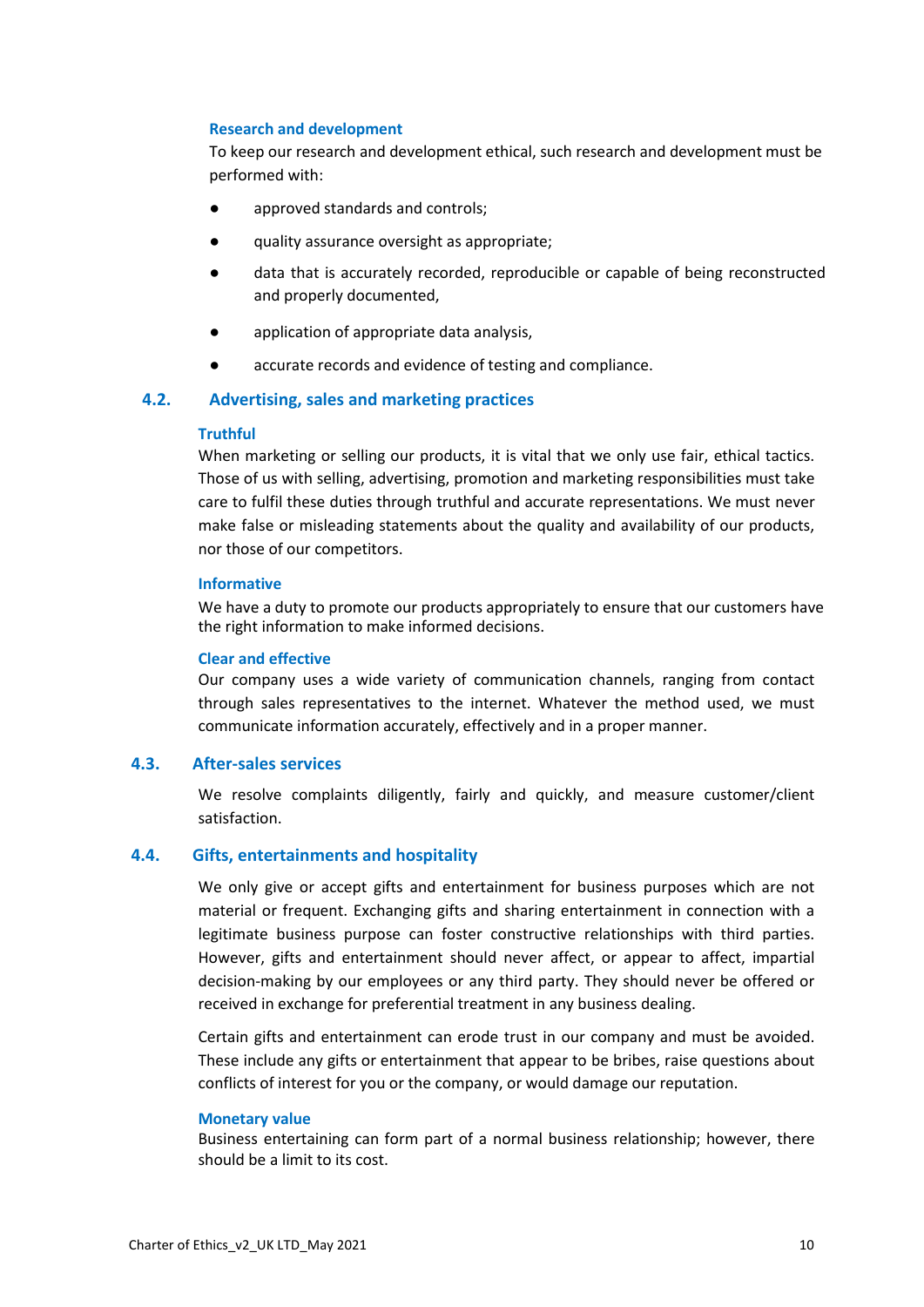#### Research and development

To keep our research and development ethical, such research and development must be performed with:

- approved standards and controls;
- quality assurance oversight as appropriate;
- data that is accurately recorded, reproducible or capable of being reconstructed and properly documented,
- application of appropriate data analysis,
- accurate records and evidence of testing and compliance.

### 4.2. Advertising, sales and marketing practices

#### Truthful

When marketing or selling our products, it is vital that we only use fair, ethical tactics. Those of us with selling, advertising, promotion and marketing responsibilities must take care to fulfil these duties through truthful and accurate representations. We must never make false or misleading statements about the quality and availability of our products, nor those of our competitors.

#### Informative

We have a duty to promote our products appropriately to ensure that our customers have the right information to make informed decisions.

#### Clear and effective

Our company uses a wide variety of communication channels, ranging from contact through sales representatives to the internet. Whatever the method used, we must communicate information accurately, effectively and in a proper manner.

### 4.3. After-sales services

We resolve complaints diligently, fairly and quickly, and measure customer/client satisfaction.

### 4.4. Gifts, entertainments and hospitality

We only give or accept gifts and entertainment for business purposes which are not material or frequent. Exchanging gifts and sharing entertainment in connection with a legitimate business purpose can foster constructive relationships with third parties. However, gifts and entertainment should never affect, or appear to affect, impartial decision-making by our employees or any third party. They should never be offered or received in exchange for preferential treatment in any business dealing.

Certain gifts and entertainment can erode trust in our company and must be avoided. These include any gifts or entertainment that appear to be bribes, raise questions about conflicts of interest for you or the company, or would damage our reputation.

#### Monetary value

Business entertaining can form part of a normal business relationship; however, there should be a limit to its cost.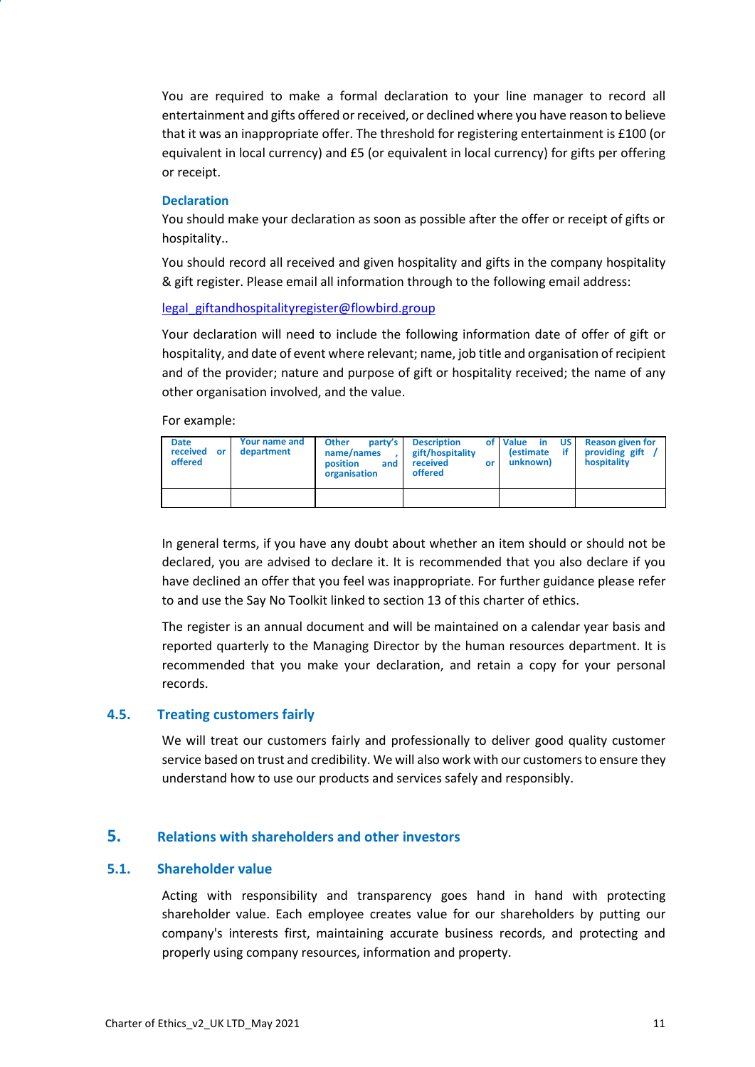You are required to make a formal declaration to your line manager to record all entertainment and gifts offered or received, or declined where you have reason to believe that it was an inappropriate offer. The threshold for registering entertainment is £100 (or equivalent in local currency) and £5 (or equivalent in local currency) for gifts per offering or receipt.

### Declaration

You should make your declaration as soon as possible after the offer or receipt of gifts or hospitality..

You should record all received and given hospitality and gifts in the company hospitality & gift register. Please email all information through to the following email address:

legal_giftandhospitalityregister@flowbird.group

Your declaration will need to include the following information date of offer of gift or hospitality, and date of event where relevant; name, job title and organisation of recipient and of the provider; nature and purpose of gift or hospitality received; the name of any other organisation involved, and the value.

For example:

| Date received or offered | Your name and department | Other party's name/names , position and organisation | Description of gift/hospitality received or offered | Value in US (estimate if unknown) | Reason given for providing gift / hospitality |
|---|---|---|---|---|---|
| | | | | | |

In general terms, if you have any doubt about whether an item should or should not be declared, you are advised to declare it. It is recommended that you also declare if you have declined an offer that you feel was inappropriate. For further guidance please refer to and use the Say No Toolkit linked to section 13 of this charter of ethics.

The register is an annual document and will be maintained on a calendar year basis and reported quarterly to the Managing Director by the human resources department. It is recommended that you make your declaration, and retain a copy for your personal records.

### 4.5. Treating customers fairly

We will treat our customers fairly and professionally to deliver good quality customer service based on trust and credibility. We will also work with our customers to ensure they understand how to use our products and services safely and responsibly.

## 5. Relations with shareholders and other investors

### 5.1. Shareholder value

Acting with responsibility and transparency goes hand in hand with protecting shareholder value. Each employee creates value for our shareholders by putting our company's interests first, maintaining accurate business records, and protecting and properly using company resources, information and property.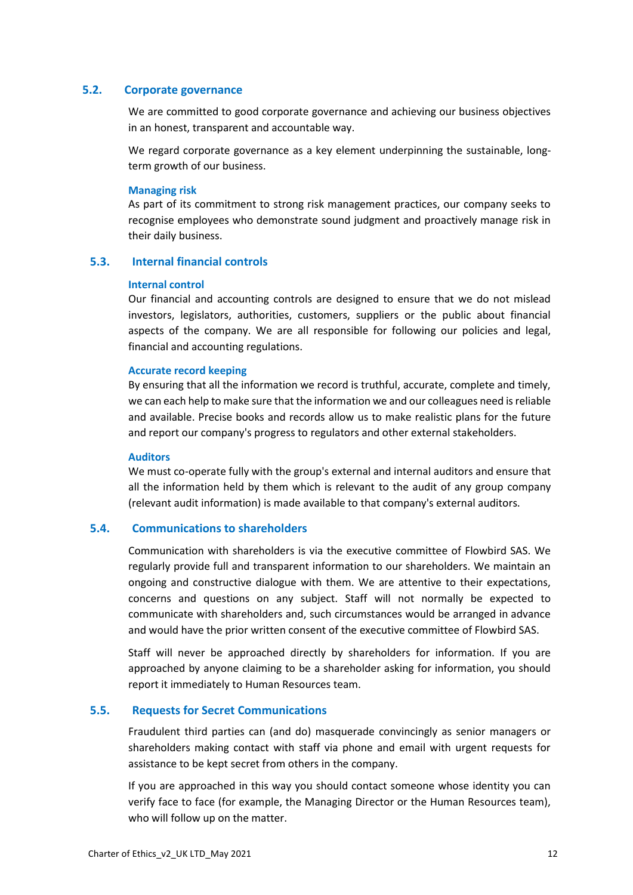## 5.2. Corporate governance

We are committed to good corporate governance and achieving our business objectives in an honest, transparent and accountable way.

We regard corporate governance as a key element underpinning the sustainable, long-term growth of our business.

### Managing risk

As part of its commitment to strong risk management practices, our company seeks to recognise employees who demonstrate sound judgment and proactively manage risk in their daily business.

## 5.3. Internal financial controls

### Internal control

Our financial and accounting controls are designed to ensure that we do not mislead investors, legislators, authorities, customers, suppliers or the public about financial aspects of the company. We are all responsible for following our policies and legal, financial and accounting regulations.

### Accurate record keeping

By ensuring that all the information we record is truthful, accurate, complete and timely, we can each help to make sure that the information we and our colleagues need is reliable and available. Precise books and records allow us to make realistic plans for the future and report our company's progress to regulators and other external stakeholders.

### Auditors

We must co-operate fully with the group's external and internal auditors and ensure that all the information held by them which is relevant to the audit of any group company (relevant audit information) is made available to that company's external auditors.

## 5.4. Communications to shareholders

Communication with shareholders is via the executive committee of Flowbird SAS. We regularly provide full and transparent information to our shareholders. We maintain an ongoing and constructive dialogue with them. We are attentive to their expectations, concerns and questions on any subject. Staff will not normally be expected to communicate with shareholders and, such circumstances would be arranged in advance and would have the prior written consent of the executive committee of Flowbird SAS.

Staff will never be approached directly by shareholders for information. If you are approached by anyone claiming to be a shareholder asking for information, you should report it immediately to Human Resources team.

## 5.5. Requests for Secret Communications

Fraudulent third parties can (and do) masquerade convincingly as senior managers or shareholders making contact with staff via phone and email with urgent requests for assistance to be kept secret from others in the company.

If you are approached in this way you should contact someone whose identity you can verify face to face (for example, the Managing Director or the Human Resources team), who will follow up on the matter.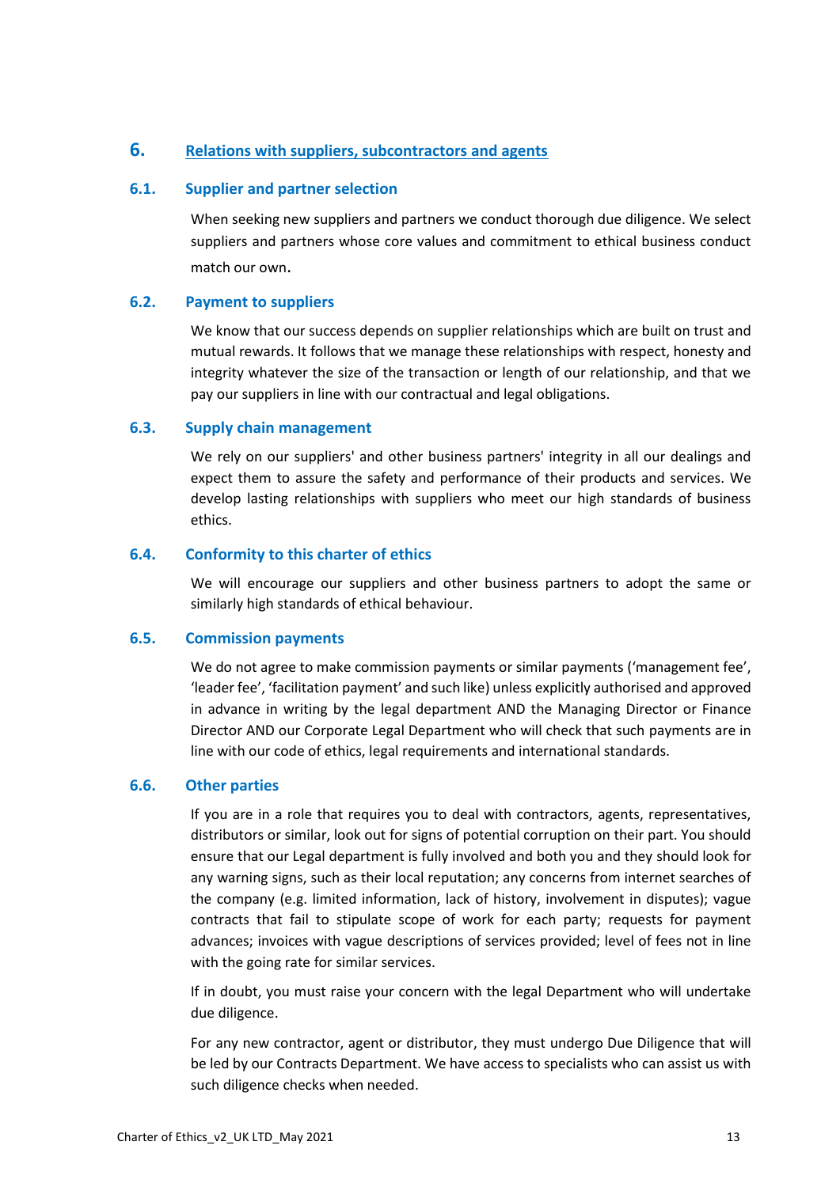## 6. Relations with suppliers, subcontractors and agents

### 6.1. Supplier and partner selection

When seeking new suppliers and partners we conduct thorough due diligence. We select suppliers and partners whose core values and commitment to ethical business conduct match our own.

### 6.2. Payment to suppliers

We know that our success depends on supplier relationships which are built on trust and mutual rewards. It follows that we manage these relationships with respect, honesty and integrity whatever the size of the transaction or length of our relationship, and that we pay our suppliers in line with our contractual and legal obligations.

### 6.3. Supply chain management

We rely on our suppliers' and other business partners' integrity in all our dealings and expect them to assure the safety and performance of their products and services. We develop lasting relationships with suppliers who meet our high standards of business ethics.

### 6.4. Conformity to this charter of ethics

We will encourage our suppliers and other business partners to adopt the same or similarly high standards of ethical behaviour.

### 6.5. Commission payments

We do not agree to make commission payments or similar payments ('management fee', 'leader fee', 'facilitation payment' and such like) unless explicitly authorised and approved in advance in writing by the legal department AND the Managing Director or Finance Director AND our Corporate Legal Department who will check that such payments are in line with our code of ethics, legal requirements and international standards.

### 6.6. Other parties

If you are in a role that requires you to deal with contractors, agents, representatives, distributors or similar, look out for signs of potential corruption on their part. You should ensure that our Legal department is fully involved and both you and they should look for any warning signs, such as their local reputation; any concerns from internet searches of the company (e.g. limited information, lack of history, involvement in disputes); vague contracts that fail to stipulate scope of work for each party; requests for payment advances; invoices with vague descriptions of services provided; level of fees not in line with the going rate for similar services.

If in doubt, you must raise your concern with the legal Department who will undertake due diligence.

For any new contractor, agent or distributor, they must undergo Due Diligence that will be led by our Contracts Department. We have access to specialists who can assist us with such diligence checks when needed.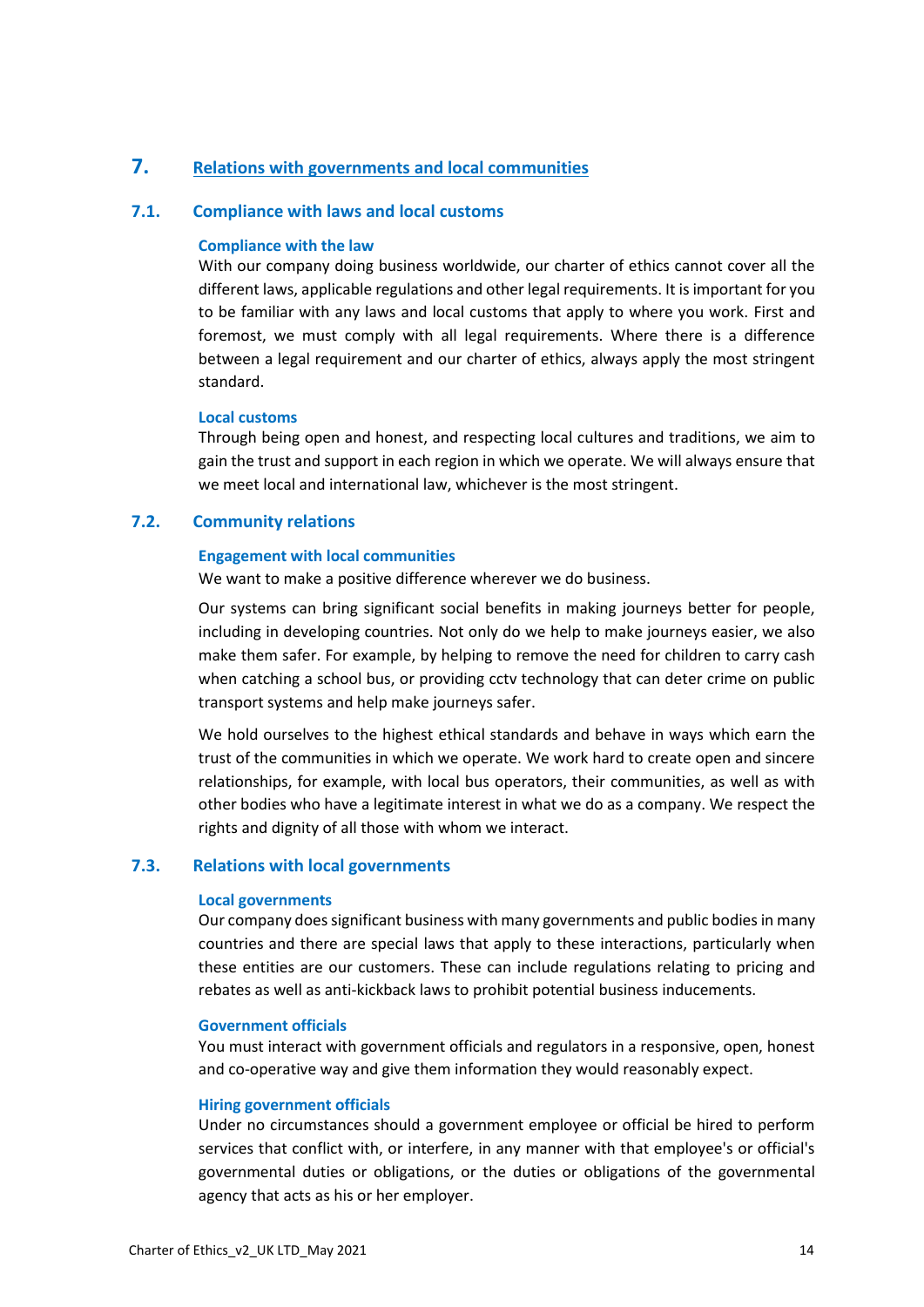# 7. Relations with governments and local communities

## 7.1. Compliance with laws and local customs

### Compliance with the law

With our company doing business worldwide, our charter of ethics cannot cover all the different laws, applicable regulations and other legal requirements. It is important for you to be familiar with any laws and local customs that apply to where you work. First and foremost, we must comply with all legal requirements. Where there is a difference between a legal requirement and our charter of ethics, always apply the most stringent standard.

### Local customs

Through being open and honest, and respecting local cultures and traditions, we aim to gain the trust and support in each region in which we operate. We will always ensure that we meet local and international law, whichever is the most stringent.

## 7.2. Community relations

### Engagement with local communities

We want to make a positive difference wherever we do business.

Our systems can bring significant social benefits in making journeys better for people, including in developing countries. Not only do we help to make journeys easier, we also make them safer. For example, by helping to remove the need for children to carry cash when catching a school bus, or providing cctv technology that can deter crime on public transport systems and help make journeys safer.

We hold ourselves to the highest ethical standards and behave in ways which earn the trust of the communities in which we operate. We work hard to create open and sincere relationships, for example, with local bus operators, their communities, as well as with other bodies who have a legitimate interest in what we do as a company. We respect the rights and dignity of all those with whom we interact.

## 7.3. Relations with local governments

### Local governments

Our company does significant business with many governments and public bodies in many countries and there are special laws that apply to these interactions, particularly when these entities are our customers. These can include regulations relating to pricing and rebates as well as anti-kickback laws to prohibit potential business inducements.

### Government officials

You must interact with government officials and regulators in a responsive, open, honest and co-operative way and give them information they would reasonably expect.

### Hiring government officials

Under no circumstances should a government employee or official be hired to perform services that conflict with, or interfere, in any manner with that employee's or official's governmental duties or obligations, or the duties or obligations of the governmental agency that acts as his or her employer.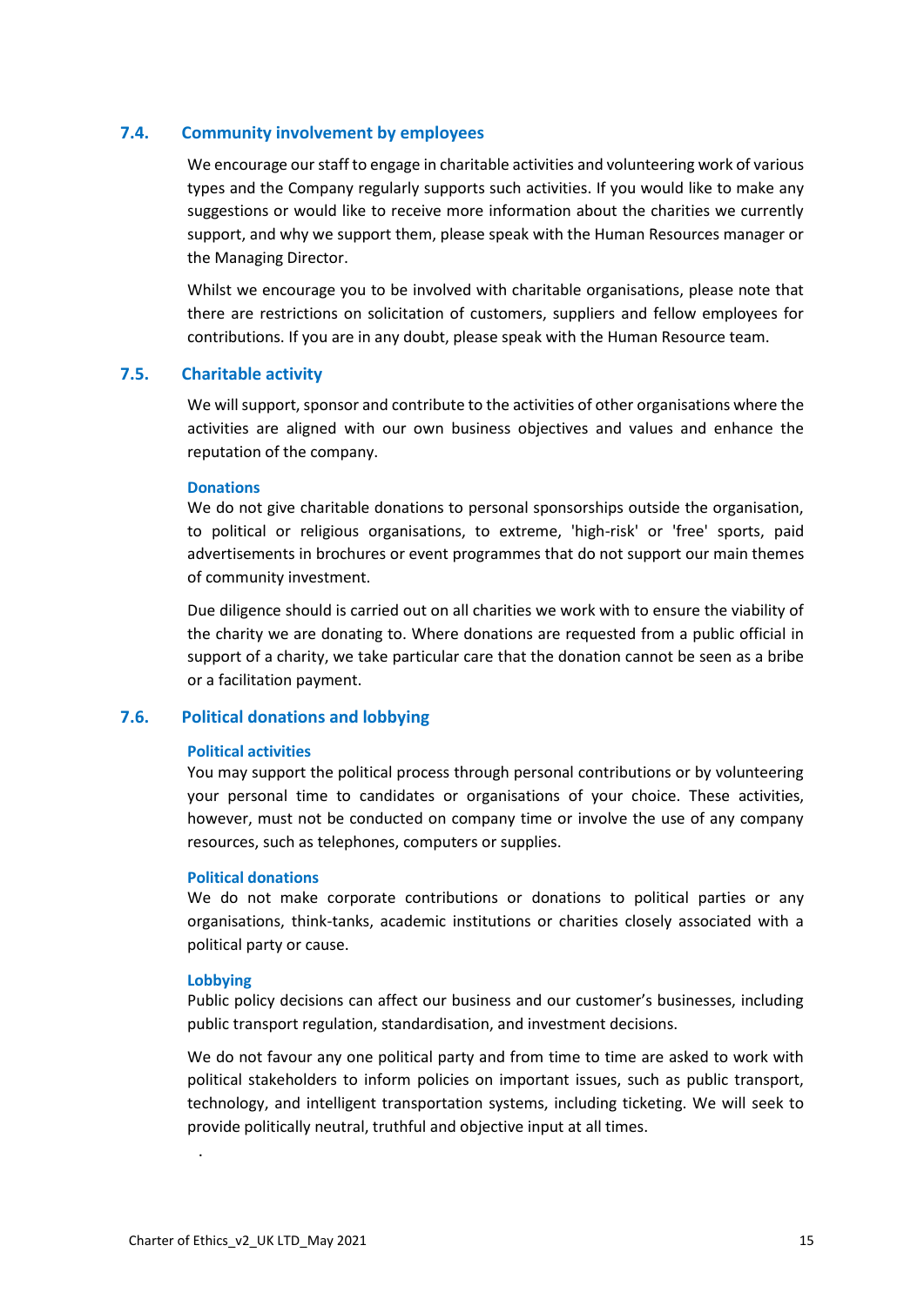## 7.4. Community involvement by employees

We encourage our staff to engage in charitable activities and volunteering work of various types and the Company regularly supports such activities. If you would like to make any suggestions or would like to receive more information about the charities we currently support, and why we support them, please speak with the Human Resources manager or the Managing Director.

Whilst we encourage you to be involved with charitable organisations, please note that there are restrictions on solicitation of customers, suppliers and fellow employees for contributions. If you are in any doubt, please speak with the Human Resource team.

## 7.5. Charitable activity

We will support, sponsor and contribute to the activities of other organisations where the activities are aligned with our own business objectives and values and enhance the reputation of the company.

### Donations

We do not give charitable donations to personal sponsorships outside the organisation, to political or religious organisations, to extreme, 'high-risk' or 'free' sports, paid advertisements in brochures or event programmes that do not support our main themes of community investment.

Due diligence should is carried out on all charities we work with to ensure the viability of the charity we are donating to. Where donations are requested from a public official in support of a charity, we take particular care that the donation cannot be seen as a bribe or a facilitation payment.

## 7.6. Political donations and lobbying

### Political activities

You may support the political process through personal contributions or by volunteering your personal time to candidates or organisations of your choice. These activities, however, must not be conducted on company time or involve the use of any company resources, such as telephones, computers or supplies.

### Political donations

We do not make corporate contributions or donations to political parties or any organisations, think-tanks, academic institutions or charities closely associated with a political party or cause.

### Lobbying

Public policy decisions can affect our business and our customer's businesses, including public transport regulation, standardisation, and investment decisions.

We do not favour any one political party and from time to time are asked to work with political stakeholders to inform policies on important issues, such as public transport, technology, and intelligent transportation systems, including ticketing. We will seek to provide politically neutral, truthful and objective input at all times.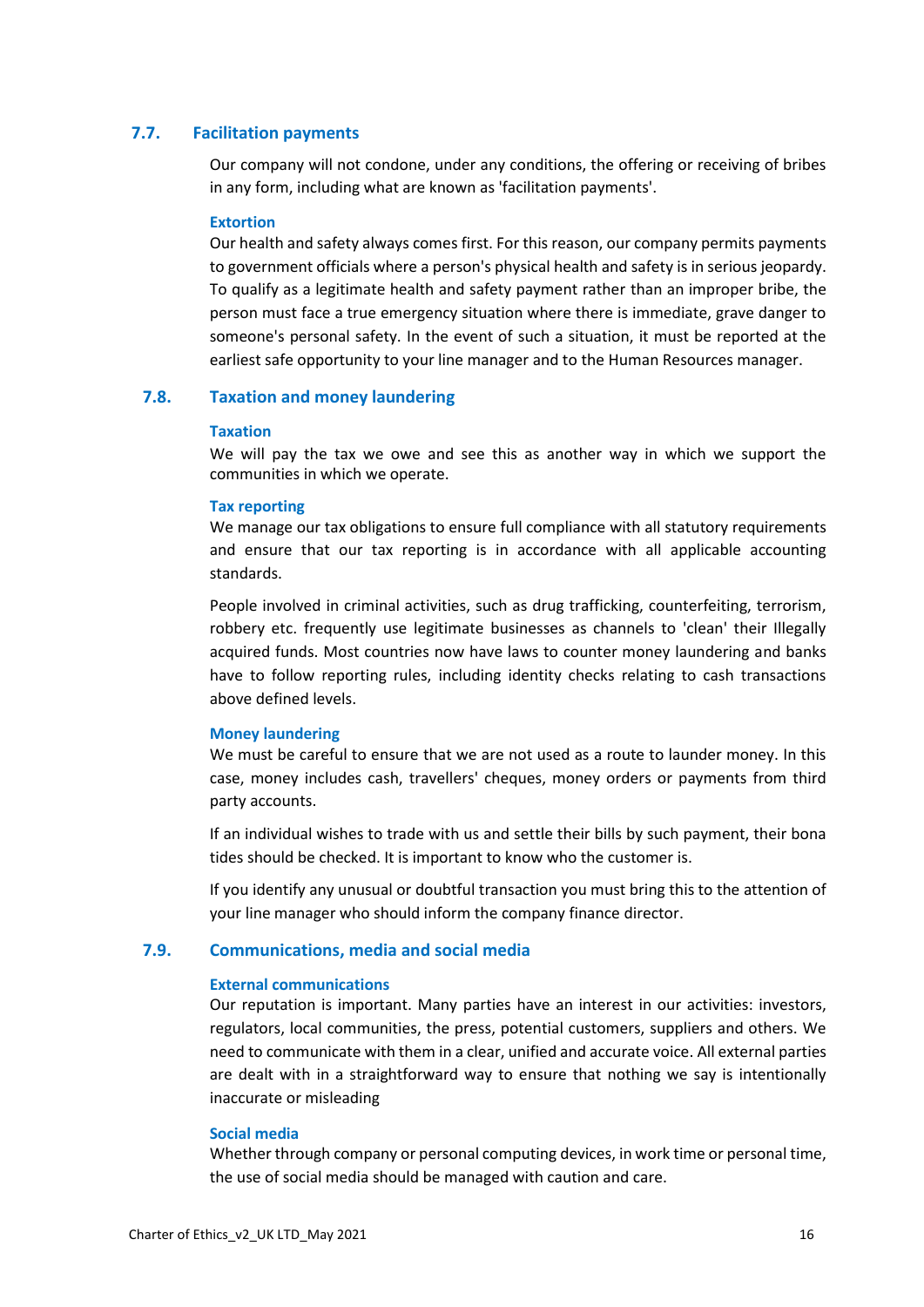## 7.7. Facilitation payments

Our company will not condone, under any conditions, the offering or receiving of bribes in any form, including what are known as 'facilitation payments'.

### Extortion

Our health and safety always comes first. For this reason, our company permits payments to government officials where a person's physical health and safety is in serious jeopardy. To qualify as a legitimate health and safety payment rather than an improper bribe, the person must face a true emergency situation where there is immediate, grave danger to someone's personal safety. In the event of such a situation, it must be reported at the earliest safe opportunity to your line manager and to the Human Resources manager.

## 7.8. Taxation and money laundering

### Taxation

We will pay the tax we owe and see this as another way in which we support the communities in which we operate.

### Tax reporting

We manage our tax obligations to ensure full compliance with all statutory requirements and ensure that our tax reporting is in accordance with all applicable accounting standards.

People involved in criminal activities, such as drug trafficking, counterfeiting, terrorism, robbery etc. frequently use legitimate businesses as channels to 'clean' their Illegally acquired funds. Most countries now have laws to counter money laundering and banks have to follow reporting rules, including identity checks relating to cash transactions above defined levels.

### Money laundering

We must be careful to ensure that we are not used as a route to launder money. In this case, money includes cash, travellers' cheques, money orders or payments from third party accounts.

If an individual wishes to trade with us and settle their bills by such payment, their bona tides should be checked. It is important to know who the customer is.

If you identify any unusual or doubtful transaction you must bring this to the attention of your line manager who should inform the company finance director.

## 7.9. Communications, media and social media

### External communications

Our reputation is important. Many parties have an interest in our activities: investors, regulators, local communities, the press, potential customers, suppliers and others. We need to communicate with them in a clear, unified and accurate voice. All external parties are dealt with in a straightforward way to ensure that nothing we say is intentionally inaccurate or misleading

### Social media

Whether through company or personal computing devices, in work time or personal time, the use of social media should be managed with caution and care.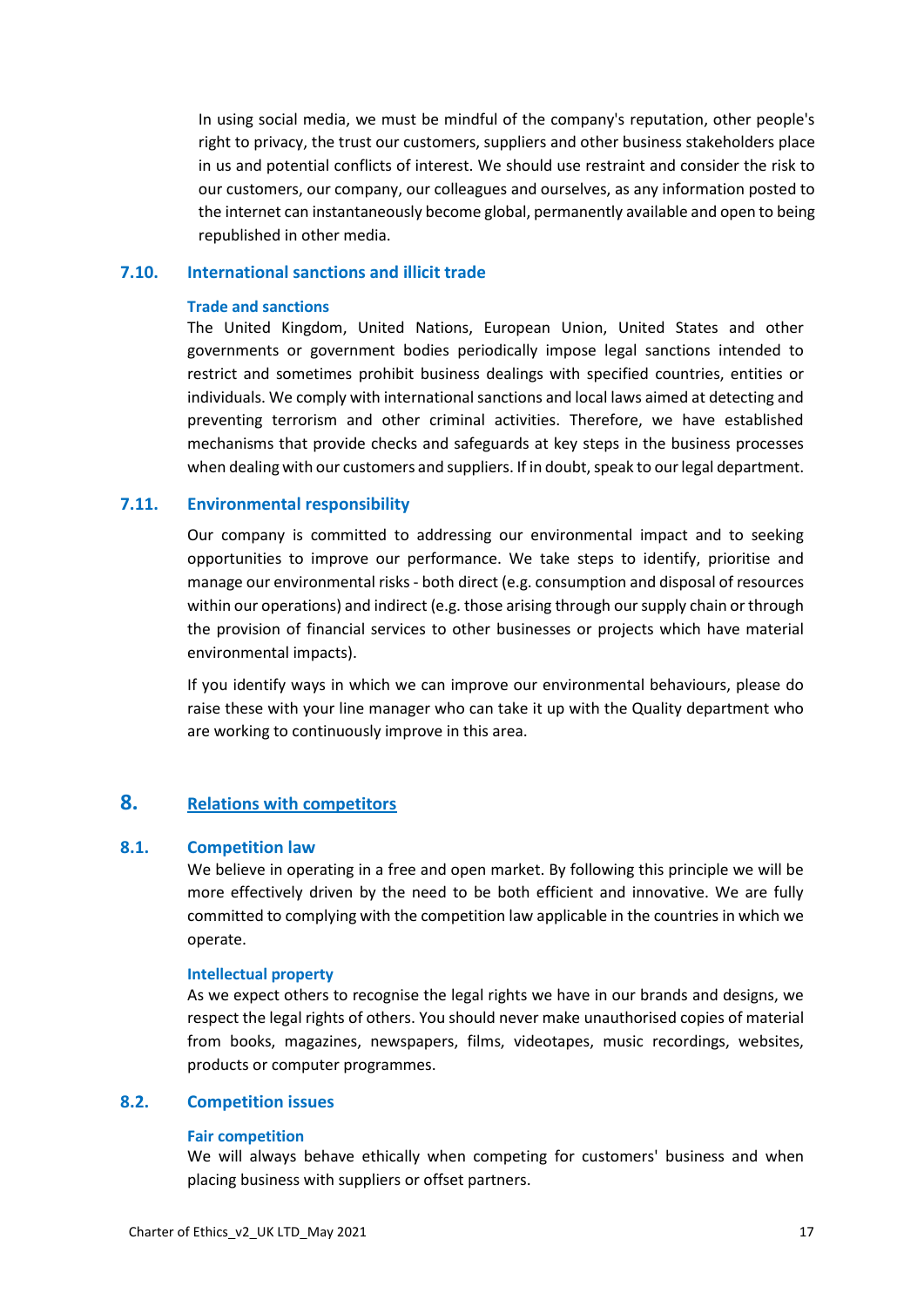In using social media, we must be mindful of the company's reputation, other people's right to privacy, the trust our customers, suppliers and other business stakeholders place in us and potential conflicts of interest. We should use restraint and consider the risk to our customers, our company, our colleagues and ourselves, as any information posted to the internet can instantaneously become global, permanently available and open to being republished in other media.

### 7.10. International sanctions and illicit trade

#### Trade and sanctions

The United Kingdom, United Nations, European Union, United States and other governments or government bodies periodically impose legal sanctions intended to restrict and sometimes prohibit business dealings with specified countries, entities or individuals. We comply with international sanctions and local laws aimed at detecting and preventing terrorism and other criminal activities. Therefore, we have established mechanisms that provide checks and safeguards at key steps in the business processes when dealing with our customers and suppliers. If in doubt, speak to our legal department.

### 7.11. Environmental responsibility

Our company is committed to addressing our environmental impact and to seeking opportunities to improve our performance. We take steps to identify, prioritise and manage our environmental risks - both direct (e.g. consumption and disposal of resources within our operations) and indirect (e.g. those arising through our supply chain or through the provision of financial services to other businesses or projects which have material environmental impacts).

If you identify ways in which we can improve our environmental behaviours, please do raise these with your line manager who can take it up with the Quality department who are working to continuously improve in this area.

## 8. Relations with competitors

### 8.1. Competition law

We believe in operating in a free and open market. By following this principle we will be more effectively driven by the need to be both efficient and innovative. We are fully committed to complying with the competition law applicable in the countries in which we operate.

#### Intellectual property

As we expect others to recognise the legal rights we have in our brands and designs, we respect the legal rights of others. You should never make unauthorised copies of material from books, magazines, newspapers, films, videotapes, music recordings, websites, products or computer programmes.

### 8.2. Competition issues

#### Fair competition

We will always behave ethically when competing for customers' business and when placing business with suppliers or offset partners.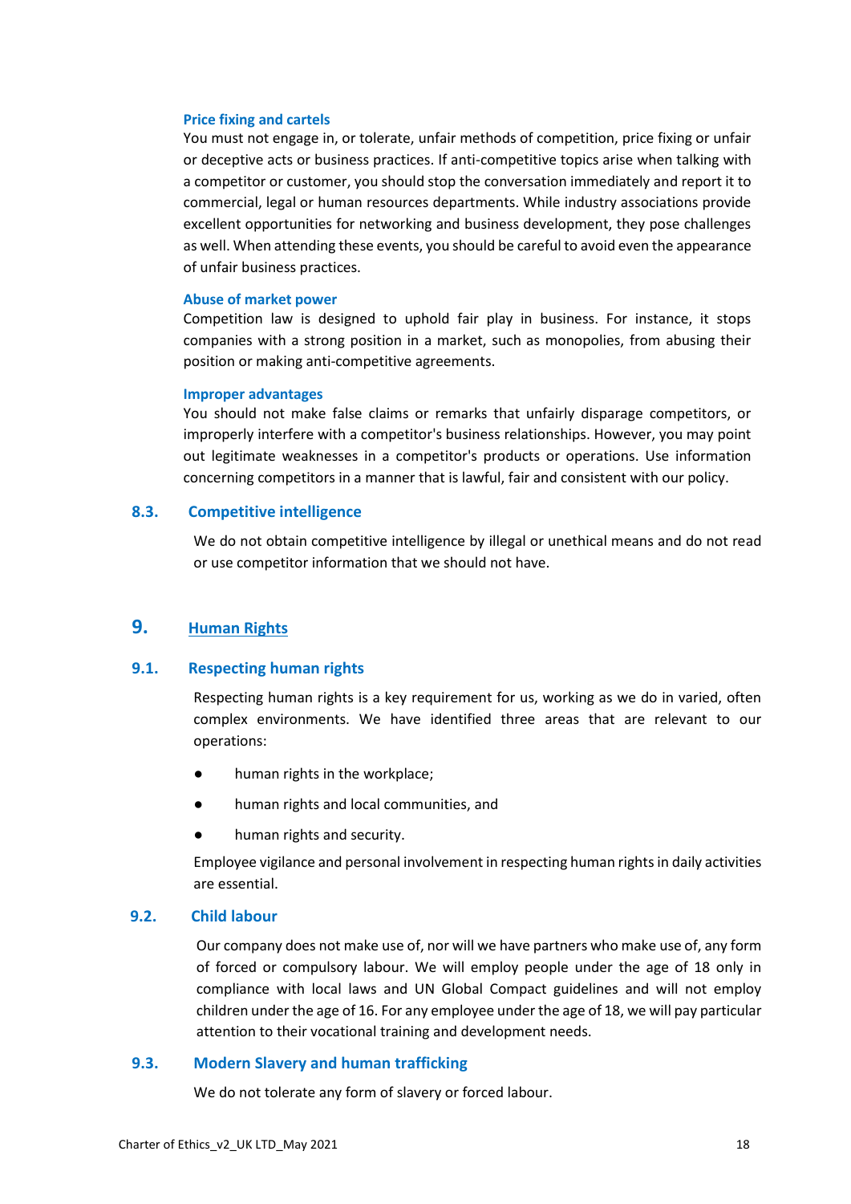#### Price fixing and cartels

You must not engage in, or tolerate, unfair methods of competition, price fixing or unfair or deceptive acts or business practices. If anti-competitive topics arise when talking with a competitor or customer, you should stop the conversation immediately and report it to commercial, legal or human resources departments. While industry associations provide excellent opportunities for networking and business development, they pose challenges as well. When attending these events, you should be careful to avoid even the appearance of unfair business practices.

#### Abuse of market power

Competition law is designed to uphold fair play in business. For instance, it stops companies with a strong position in a market, such as monopolies, from abusing their position or making anti-competitive agreements.

#### Improper advantages

You should not make false claims or remarks that unfairly disparage competitors, or improperly interfere with a competitor's business relationships. However, you may point out legitimate weaknesses in a competitor's products or operations. Use information concerning competitors in a manner that is lawful, fair and consistent with our policy.

### 8.3. Competitive intelligence

We do not obtain competitive intelligence by illegal or unethical means and do not read or use competitor information that we should not have.

## 9. Human Rights

### 9.1. Respecting human rights

Respecting human rights is a key requirement for us, working as we do in varied, often complex environments. We have identified three areas that are relevant to our operations:

- human rights in the workplace;
- human rights and local communities, and
- human rights and security.

Employee vigilance and personal involvement in respecting human rights in daily activities are essential.

### 9.2. Child labour

Our company does not make use of, nor will we have partners who make use of, any form of forced or compulsory labour. We will employ people under the age of 18 only in compliance with local laws and UN Global Compact guidelines and will not employ children under the age of 16. For any employee under the age of 18, we will pay particular attention to their vocational training and development needs.

### 9.3. Modern Slavery and human trafficking

We do not tolerate any form of slavery or forced labour.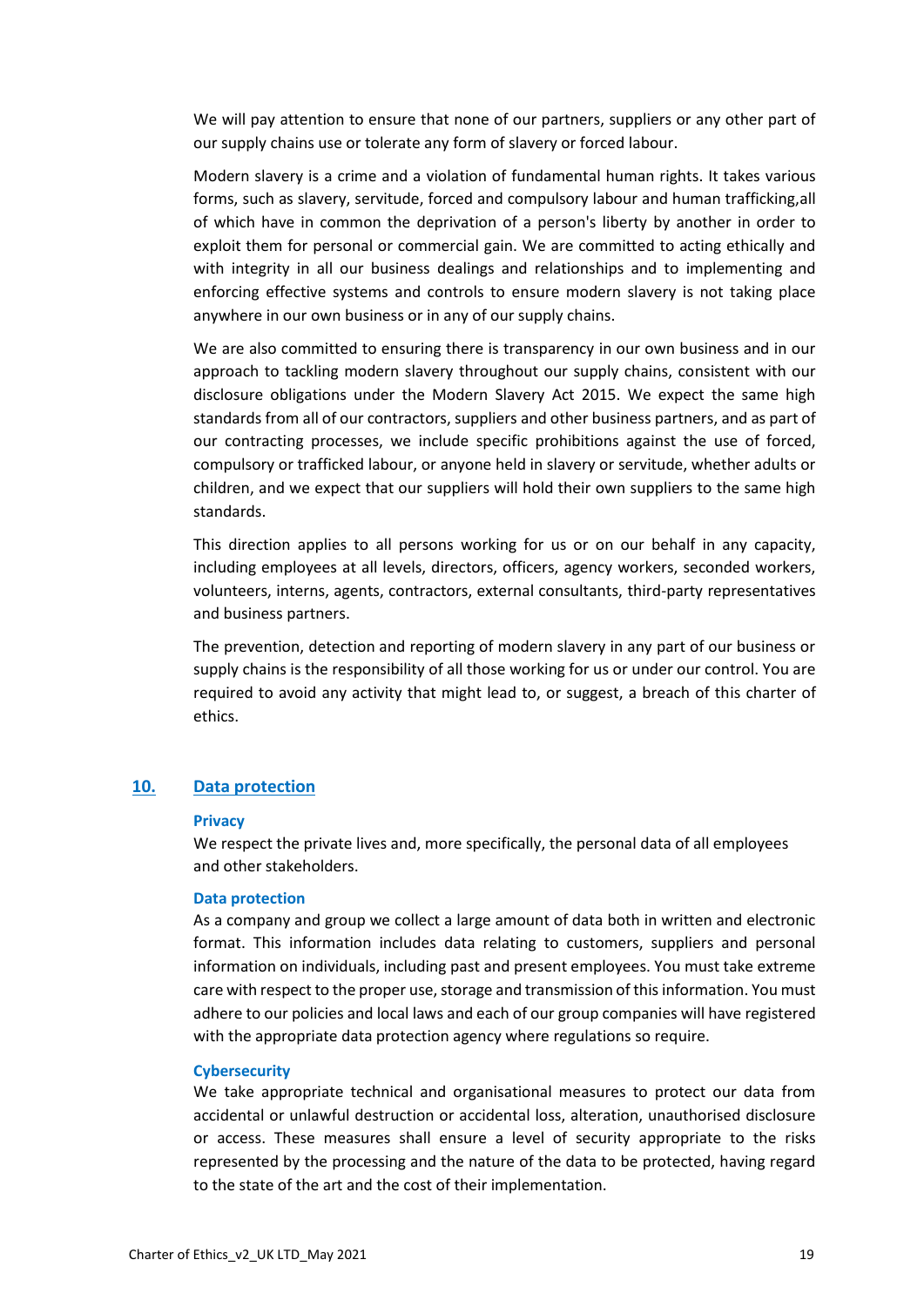We will pay attention to ensure that none of our partners, suppliers or any other part of our supply chains use or tolerate any form of slavery or forced labour.

Modern slavery is a crime and a violation of fundamental human rights. It takes various forms, such as slavery, servitude, forced and compulsory labour and human trafficking,all of which have in common the deprivation of a person's liberty by another in order to exploit them for personal or commercial gain. We are committed to acting ethically and with integrity in all our business dealings and relationships and to implementing and enforcing effective systems and controls to ensure modern slavery is not taking place anywhere in our own business or in any of our supply chains.

We are also committed to ensuring there is transparency in our own business and in our approach to tackling modern slavery throughout our supply chains, consistent with our disclosure obligations under the Modern Slavery Act 2015. We expect the same high standards from all of our contractors, suppliers and other business partners, and as part of our contracting processes, we include specific prohibitions against the use of forced, compulsory or trafficked labour, or anyone held in slavery or servitude, whether adults or children, and we expect that our suppliers will hold their own suppliers to the same high standards.

This direction applies to all persons working for us or on our behalf in any capacity, including employees at all levels, directors, officers, agency workers, seconded workers, volunteers, interns, agents, contractors, external consultants, third-party representatives and business partners.

The prevention, detection and reporting of modern slavery in any part of our business or supply chains is the responsibility of all those working for us or under our control. You are required to avoid any activity that might lead to, or suggest, a breach of this charter of ethics.

## 10. Data protection

### Privacy

We respect the private lives and, more specifically, the personal data of all employees and other stakeholders.

### Data protection

As a company and group we collect a large amount of data both in written and electronic format. This information includes data relating to customers, suppliers and personal information on individuals, including past and present employees. You must take extreme care with respect to the proper use, storage and transmission of this information. You must adhere to our policies and local laws and each of our group companies will have registered with the appropriate data protection agency where regulations so require.

### Cybersecurity

We take appropriate technical and organisational measures to protect our data from accidental or unlawful destruction or accidental loss, alteration, unauthorised disclosure or access. These measures shall ensure a level of security appropriate to the risks represented by the processing and the nature of the data to be protected, having regard to the state of the art and the cost of their implementation.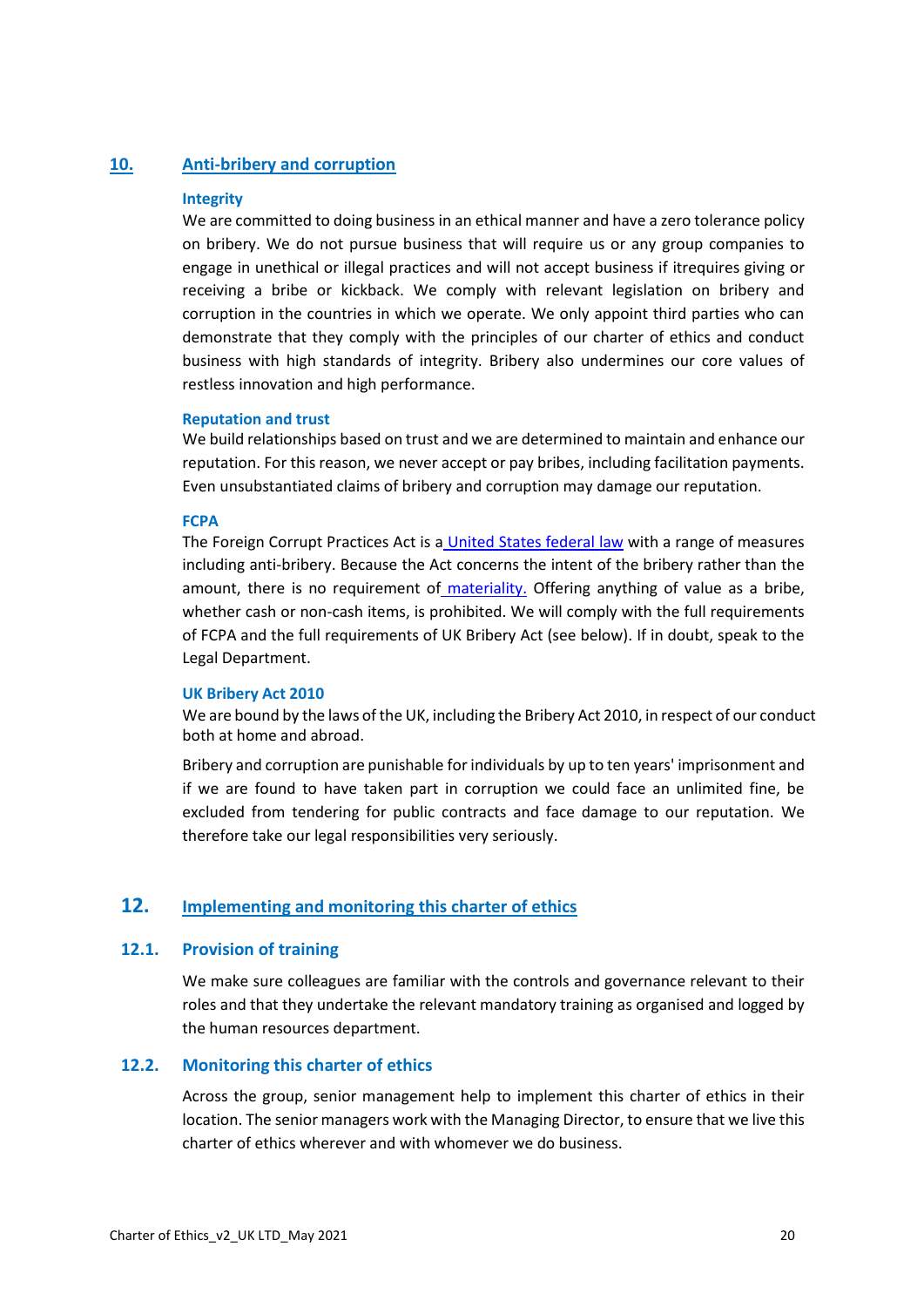## 10. Anti-bribery and corruption

### Integrity

We are committed to doing business in an ethical manner and have a zero tolerance policy on bribery. We do not pursue business that will require us or any group companies to engage in unethical or illegal practices and will not accept business if itrequires giving or receiving a bribe or kickback. We comply with relevant legislation on bribery and corruption in the countries in which we operate. We only appoint third parties who can demonstrate that they comply with the principles of our charter of ethics and conduct business with high standards of integrity. Bribery also undermines our core values of restless innovation and high performance.

### Reputation and trust

We build relationships based on trust and we are determined to maintain and enhance our reputation. For this reason, we never accept or pay bribes, including facilitation payments. Even unsubstantiated claims of bribery and corruption may damage our reputation.

### FCPA

The Foreign Corrupt Practices Act is a United States federal law with a range of measures including anti-bribery. Because the Act concerns the intent of the bribery rather than the amount, there is no requirement of materiality. Offering anything of value as a bribe, whether cash or non-cash items, is prohibited. We will comply with the full requirements of FCPA and the full requirements of UK Bribery Act (see below). If in doubt, speak to the Legal Department.

### UK Bribery Act 2010

We are bound by the laws of the UK, including the Bribery Act 2010, in respect of our conduct both at home and abroad.

Bribery and corruption are punishable for individuals by up to ten years' imprisonment and if we are found to have taken part in corruption we could face an unlimited fine, be excluded from tendering for public contracts and face damage to our reputation. We therefore take our legal responsibilities very seriously.

## 12. Implementing and monitoring this charter of ethics

### 12.1. Provision of training

We make sure colleagues are familiar with the controls and governance relevant to their roles and that they undertake the relevant mandatory training as organised and logged by the human resources department.

### 12.2. Monitoring this charter of ethics

Across the group, senior management help to implement this charter of ethics in their location. The senior managers work with the Managing Director, to ensure that we live this charter of ethics wherever and with whomever we do business.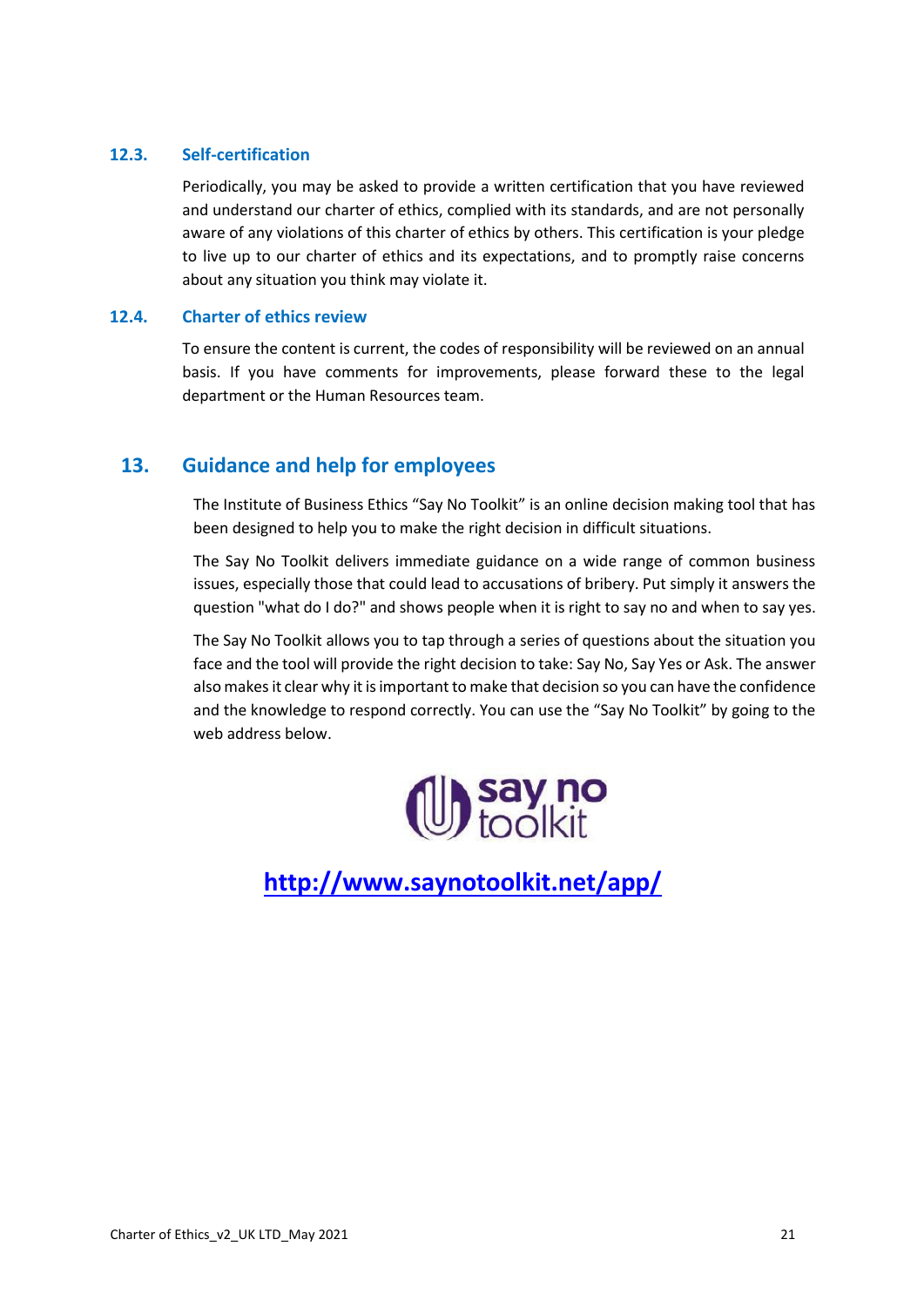### 12.3. Self-certification

Periodically, you may be asked to provide a written certification that you have reviewed and understand our charter of ethics, complied with its standards, and are not personally aware of any violations of this charter of ethics by others. This certification is your pledge to live up to our charter of ethics and its expectations, and to promptly raise concerns about any situation you think may violate it.

### 12.4. Charter of ethics review

To ensure the content is current, the codes of responsibility will be reviewed on an annual basis. If you have comments for improvements, please forward these to the legal department or the Human Resources team.

## 13. Guidance and help for employees

The Institute of Business Ethics "Say No Toolkit" is an online decision making tool that has been designed to help you to make the right decision in difficult situations.

The Say No Toolkit delivers immediate guidance on a wide range of common business issues, especially those that could lead to accusations of bribery. Put simply it answers the question "what do I do?" and shows people when it is right to say no and when to say yes.

The Say No Toolkit allows you to tap through a series of questions about the situation you face and the tool will provide the right decision to take: Say No, Say Yes or Ask. The answer also makes it clear why it is important to make that decision so you can have the confidence and the knowledge to respond correctly. You can use the "Say No Toolkit" by going to the web address below.

say no toolkit

**http://www.saynotoolkit.net/app/**